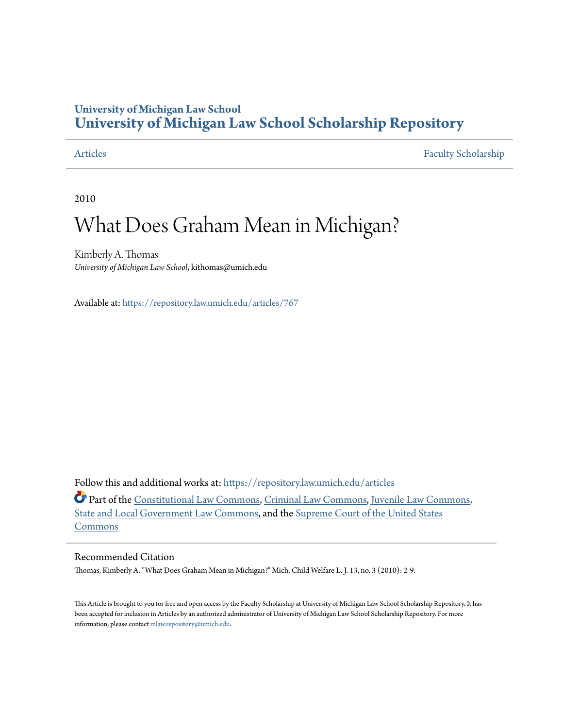**University of Michigan Law School**

# University of Michigan Law School Scholarship Repository

Articles | Faculty Scholarship

2010

# What Does Graham Mean in Michigan?

Kimberly A. Thomas
*University of Michigan Law School*, kithomas@umich.edu

Available at: https://repository.law.umich.edu/articles/767

Follow this and additional works at: https://repository.law.umich.edu/articles

Part of the Constitutional Law Commons, Criminal Law Commons, Juvenile Law Commons, State and Local Government Law Commons, and the Supreme Court of the United States Commons

## Recommended Citation

Thomas, Kimberly A. "What Does Graham Mean in Michigan?" Mich. Child Welfare L. J. 13, no. 3 (2010): 2-9.

This Article is brought to you for free and open access by the Faculty Scholarship at University of Michigan Law School Scholarship Repository. It has been accepted for inclusion in Articles by an authorized administrator of University of Michigan Law School Scholarship Repository. For more information, please contact mlaw.repository@umich.edu.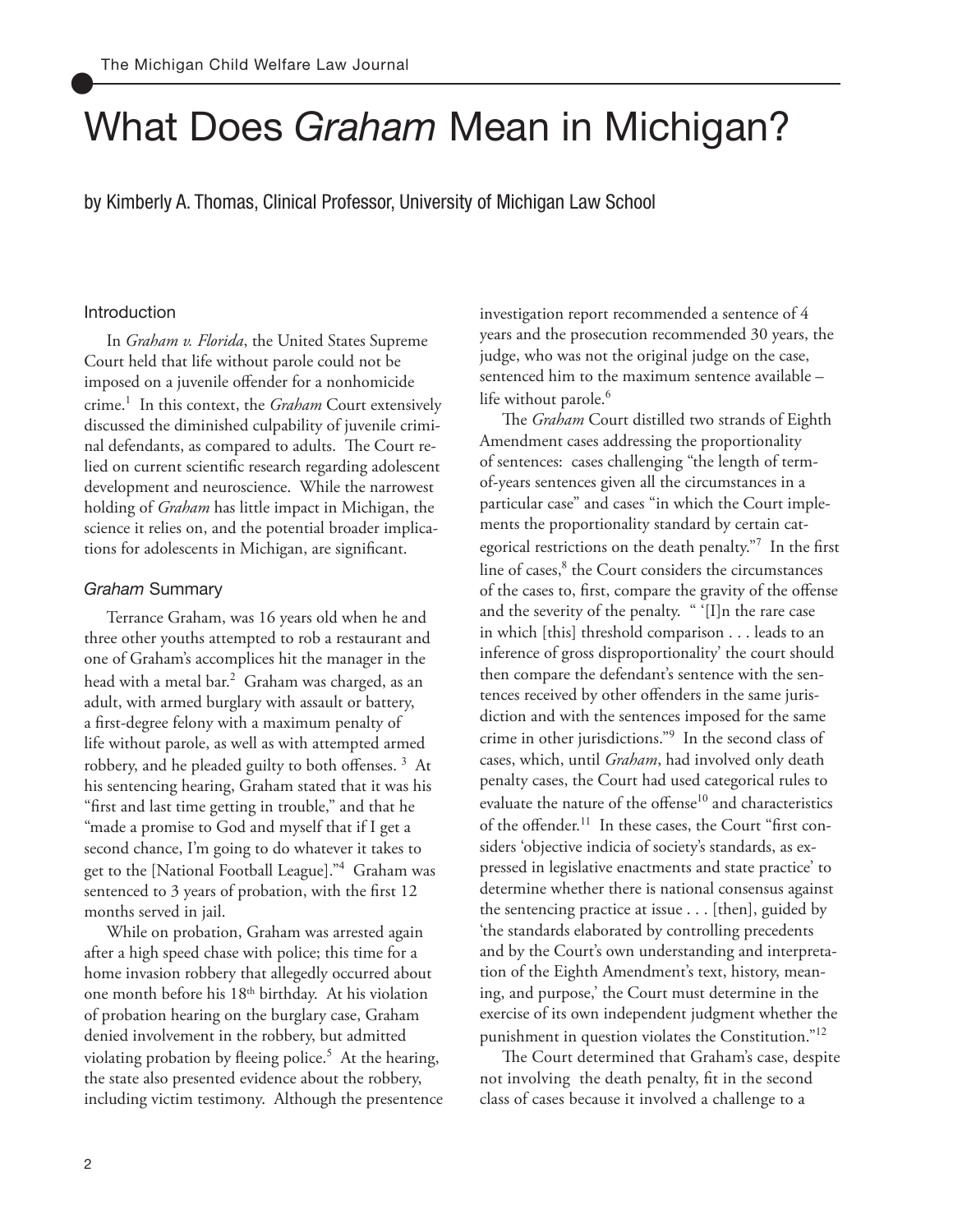# What Does *Graham* Mean in Michigan?

by Kimberly A. Thomas, Clinical Professor, University of Michigan Law School

## Introduction

In *Graham v. Florida*, the United States Supreme Court held that life without parole could not be imposed on a juvenile offender for a nonhomicide crime.[1] In this context, the *Graham* Court extensively discussed the diminished culpability of juvenile criminal defendants, as compared to adults. The Court relied on current scientific research regarding adolescent development and neuroscience. While the narrowest holding of *Graham* has little impact in Michigan, the science it relies on, and the potential broader implications for adolescents in Michigan, are significant.

## *Graham* Summary

Terrance Graham, was 16 years old when he and three other youths attempted to rob a restaurant and one of Graham's accomplices hit the manager in the head with a metal bar.[2] Graham was charged, as an adult, with armed burglary with assault or battery, a first-degree felony with a maximum penalty of life without parole, as well as with attempted armed robbery, and he pleaded guilty to both offenses.[3] At his sentencing hearing, Graham stated that it was his "first and last time getting in trouble," and that he "made a promise to God and myself that if I get a second chance, I'm going to do whatever it takes to get to the [National Football League]."[4] Graham was sentenced to 3 years of probation, with the first 12 months served in jail.

While on probation, Graham was arrested again after a high speed chase with police; this time for a home invasion robbery that allegedly occurred about one month before his 18th birthday. At his violation of probation hearing on the burglary case, Graham denied involvement in the robbery, but admitted violating probation by fleeing police.[5] At the hearing, the state also presented evidence about the robbery, including victim testimony. Although the presentence investigation report recommended a sentence of 4 years and the prosecution recommended 30 years, the judge, who was not the original judge on the case, sentenced him to the maximum sentence available – life without parole.[6]

The *Graham* Court distilled two strands of Eighth Amendment cases addressing the proportionality of sentences: cases challenging "the length of term-of-years sentences given all the circumstances in a particular case" and cases "in which the Court implements the proportionality standard by certain categorical restrictions on the death penalty."[7] In the first line of cases,[8] the Court considers the circumstances of the cases to, first, compare the gravity of the offense and the severity of the penalty. " '[I]n the rare case in which [this] threshold comparison . . . leads to an inference of gross disproportionality' the court should then compare the defendant's sentence with the sentences received by other offenders in the same jurisdiction and with the sentences imposed for the same crime in other jurisdictions."[9] In the second class of cases, which, until *Graham*, had involved only death penalty cases, the Court had used categorical rules to evaluate the nature of the offense[10] and characteristics of the offender.[11] In these cases, the Court "first considers 'objective indicia of society's standards, as expressed in legislative enactments and state practice' to determine whether there is national consensus against the sentencing practice at issue . . . [then], guided by 'the standards elaborated by controlling precedents and by the Court's own understanding and interpretation of the Eighth Amendment's text, history, meaning, and purpose,' the Court must determine in the exercise of its own independent judgment whether the punishment in question violates the Constitution."[12]

The Court determined that Graham's case, despite not involving the death penalty, fit in the second class of cases because it involved a challenge to a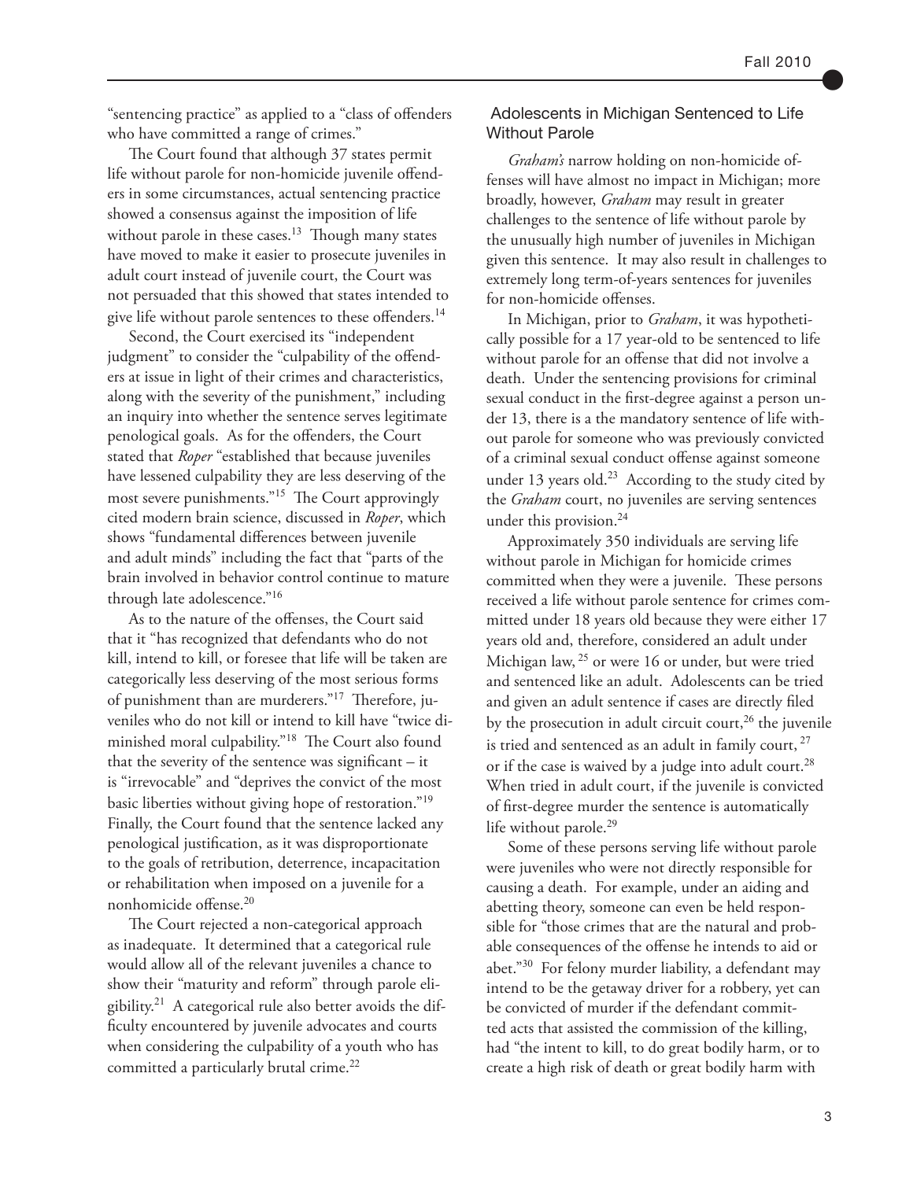"sentencing practice" as applied to a "class of offenders who have committed a range of crimes."

The Court found that although 37 states permit life without parole for non-homicide juvenile offenders in some circumstances, actual sentencing practice showed a consensus against the imposition of life without parole in these cases.[13] Though many states have moved to make it easier to prosecute juveniles in adult court instead of juvenile court, the Court was not persuaded that this showed that states intended to give life without parole sentences to these offenders.[14]

Second, the Court exercised its "independent judgment" to consider the "culpability of the offenders at issue in light of their crimes and characteristics, along with the severity of the punishment," including an inquiry into whether the sentence serves legitimate penological goals. As for the offenders, the Court stated that *Roper* "established that because juveniles have lessened culpability they are less deserving of the most severe punishments."[15] The Court approvingly cited modern brain science, discussed in *Roper*, which shows "fundamental differences between juvenile and adult minds" including the fact that "parts of the brain involved in behavior control continue to mature through late adolescence."[16]

As to the nature of the offenses, the Court said that it "has recognized that defendants who do not kill, intend to kill, or foresee that life will be taken are categorically less deserving of the most serious forms of punishment than are murderers."[17] Therefore, juveniles who do not kill or intend to kill have "twice diminished moral culpability."[18] The Court also found that the severity of the sentence was significant – it is "irrevocable" and "deprives the convict of the most basic liberties without giving hope of restoration."[19] Finally, the Court found that the sentence lacked any penological justification, as it was disproportionate to the goals of retribution, deterrence, incapacitation or rehabilitation when imposed on a juvenile for a nonhomicide offense.[20]

The Court rejected a non-categorical approach as inadequate. It determined that a categorical rule would allow all of the relevant juveniles a chance to show their "maturity and reform" through parole eligibility.[21] A categorical rule also better avoids the difficulty encountered by juvenile advocates and courts when considering the culpability of a youth who has committed a particularly brutal crime.[22]

## Adolescents in Michigan Sentenced to Life Without Parole

*Graham's* narrow holding on non-homicide offenses will have almost no impact in Michigan; more broadly, however, *Graham* may result in greater challenges to the sentence of life without parole by the unusually high number of juveniles in Michigan given this sentence. It may also result in challenges to extremely long term-of-years sentences for juveniles for non-homicide offenses.

In Michigan, prior to *Graham*, it was hypothetically possible for a 17 year-old to be sentenced to life without parole for an offense that did not involve a death. Under the sentencing provisions for criminal sexual conduct in the first-degree against a person under 13, there is a the mandatory sentence of life without parole for someone who was previously convicted of a criminal sexual conduct offense against someone under 13 years old.[23] According to the study cited by the *Graham* court, no juveniles are serving sentences under this provision.[24]

Approximately 350 individuals are serving life without parole in Michigan for homicide crimes committed when they were a juvenile. These persons received a life without parole sentence for crimes committed under 18 years old because they were either 17 years old and, therefore, considered an adult under Michigan law,[25] or were 16 or under, but were tried and sentenced like an adult. Adolescents can be tried and given an adult sentence if cases are directly filed by the prosecution in adult circuit court,[26] the juvenile is tried and sentenced as an adult in family court,[27] or if the case is waived by a judge into adult court.[28] When tried in adult court, if the juvenile is convicted of first-degree murder the sentence is automatically life without parole.[29]

Some of these persons serving life without parole were juveniles who were not directly responsible for causing a death. For example, under an aiding and abetting theory, someone can even be held responsible for "those crimes that are the natural and probable consequences of the offense he intends to aid or abet."[30] For felony murder liability, a defendant may intend to be the getaway driver for a robbery, yet can be convicted of murder if the defendant committed acts that assisted the commission of the killing, had "the intent to kill, to do great bodily harm, or to create a high risk of death or great bodily harm with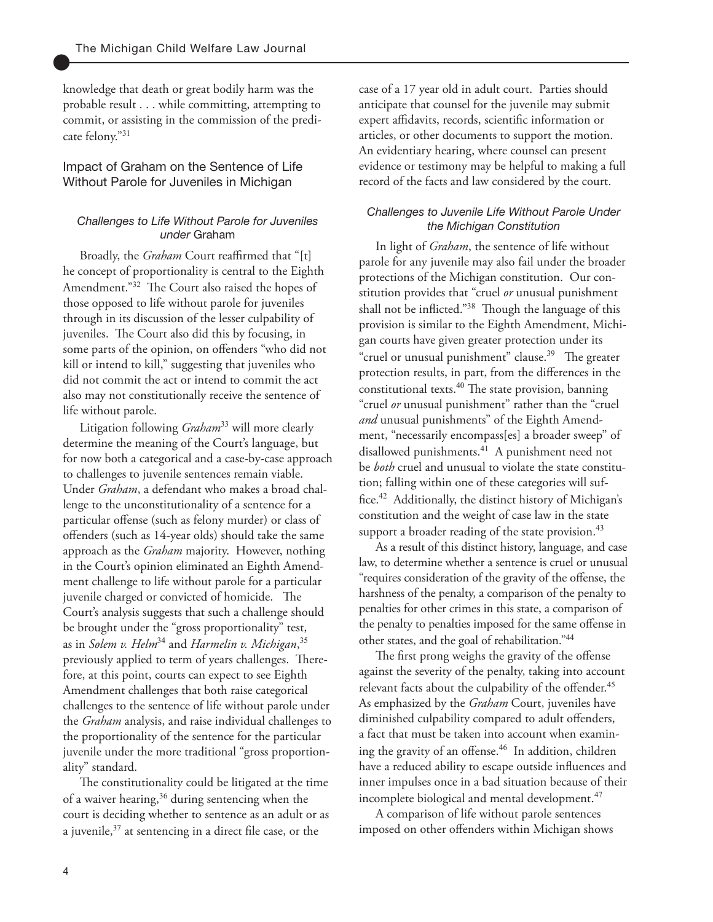knowledge that death or great bodily harm was the probable result . . . while committing, attempting to commit, or assisting in the commission of the predicate felony."[31]

## Impact of Graham on the Sentence of Life Without Parole for Juveniles in Michigan

### *Challenges to Life Without Parole for Juveniles under* Graham

Broadly, the *Graham* Court reaffirmed that "[t]he concept of proportionality is central to the Eighth Amendment."[32] The Court also raised the hopes of those opposed to life without parole for juveniles through in its discussion of the lesser culpability of juveniles. The Court also did this by focusing, in some parts of the opinion, on offenders "who did not kill or intend to kill," suggesting that juveniles who did not commit the act or intend to commit the act also may not constitutionally receive the sentence of life without parole.

Litigation following *Graham*[33] will more clearly determine the meaning of the Court's language, but for now both a categorical and a case-by-case approach to challenges to juvenile sentences remain viable. Under *Graham*, a defendant who makes a broad challenge to the unconstitutionality of a sentence for a particular offense (such as felony murder) or class of offenders (such as 14-year olds) should take the same approach as the *Graham* majority. However, nothing in the Court's opinion eliminated an Eighth Amendment challenge to life without parole for a particular juvenile charged or convicted of homicide. The Court's analysis suggests that such a challenge should be brought under the "gross proportionality" test, as in *Solem v. Helm*[34] and *Harmelin v. Michigan*,[35] previously applied to term of years challenges. Therefore, at this point, courts can expect to see Eighth Amendment challenges that both raise categorical challenges to the sentence of life without parole under the *Graham* analysis, and raise individual challenges to the proportionality of the sentence for the particular juvenile under the more traditional "gross proportionality" standard.

The constitutionality could be litigated at the time of a waiver hearing,[36] during sentencing when the court is deciding whether to sentence as an adult or as a juvenile,[37] at sentencing in a direct file case, or the case of a 17 year old in adult court. Parties should anticipate that counsel for the juvenile may submit expert affidavits, records, scientific information or articles, or other documents to support the motion. An evidentiary hearing, where counsel can present evidence or testimony may be helpful to making a full record of the facts and law considered by the court.

### *Challenges to Juvenile Life Without Parole Under the Michigan Constitution*

In light of *Graham*, the sentence of life without parole for any juvenile may also fail under the broader protections of the Michigan constitution. Our constitution provides that "cruel *or* unusual punishment shall not be inflicted."[38] Though the language of this provision is similar to the Eighth Amendment, Michigan courts have given greater protection under its "cruel or unusual punishment" clause.[39] The greater protection results, in part, from the differences in the constitutional texts.[40] The state provision, banning "cruel *or* unusual punishment" rather than the "cruel *and* unusual punishments" of the Eighth Amendment, "necessarily encompass[es] a broader sweep" of disallowed punishments.[41] A punishment need not be *both* cruel and unusual to violate the state constitution; falling within one of these categories will suffice.[42] Additionally, the distinct history of Michigan's constitution and the weight of case law in the state support a broader reading of the state provision.[43]

As a result of this distinct history, language, and case law, to determine whether a sentence is cruel or unusual "requires consideration of the gravity of the offense, the harshness of the penalty, a comparison of the penalty to penalties for other crimes in this state, a comparison of the penalty to penalties imposed for the same offense in other states, and the goal of rehabilitation."[44]

The first prong weighs the gravity of the offense against the severity of the penalty, taking into account relevant facts about the culpability of the offender.[45] As emphasized by the *Graham* Court, juveniles have diminished culpability compared to adult offenders, a fact that must be taken into account when examining the gravity of an offense.[46] In addition, children have a reduced ability to escape outside influences and inner impulses once in a bad situation because of their incomplete biological and mental development.[47]

A comparison of life without parole sentences imposed on other offenders within Michigan shows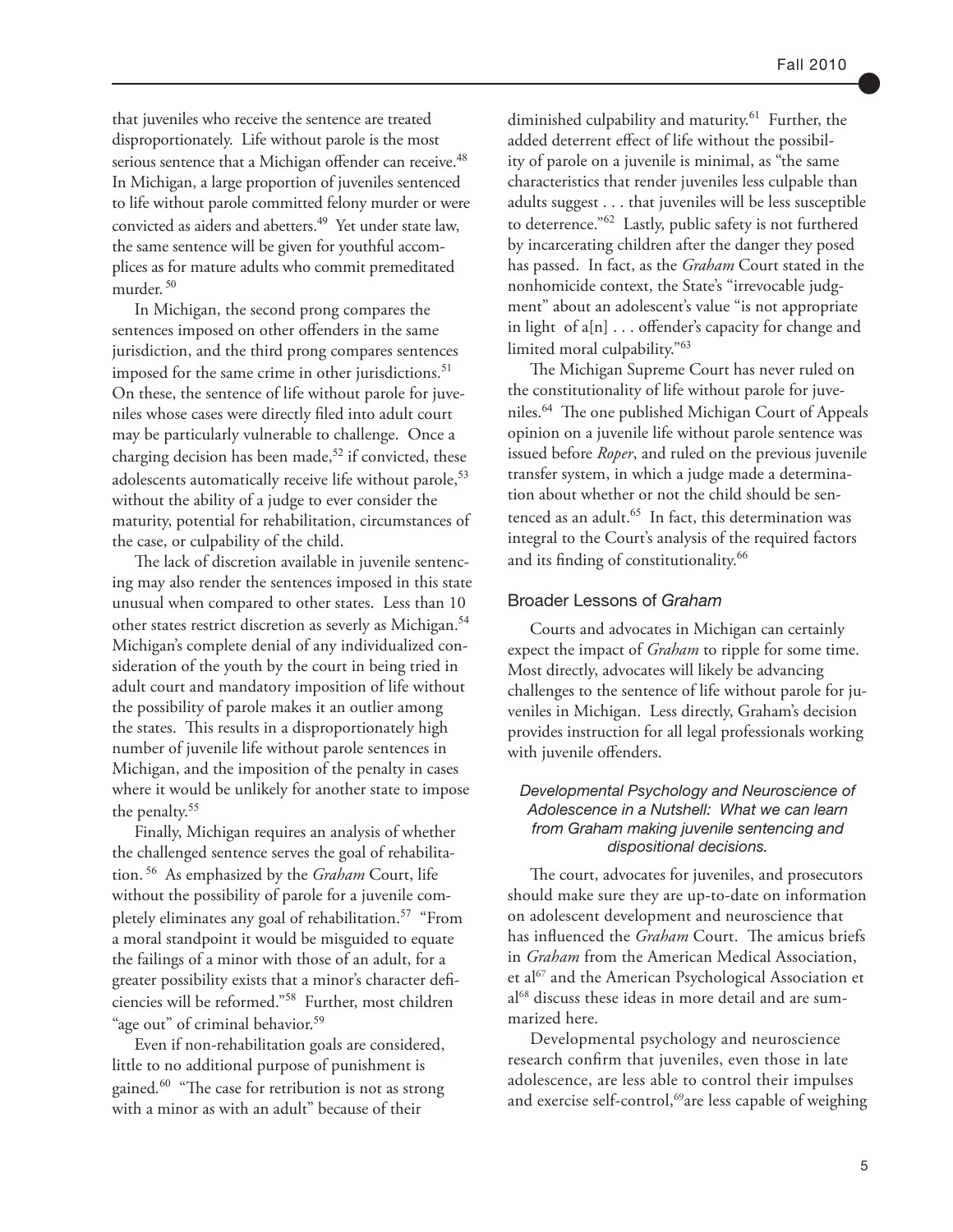that juveniles who receive the sentence are treated disproportionately. Life without parole is the most serious sentence that a Michigan offender can receive.[48] In Michigan, a large proportion of juveniles sentenced to life without parole committed felony murder or were convicted as aiders and abetters.[49] Yet under state law, the same sentence will be given for youthful accomplices as for mature adults who commit premeditated murder.[50]

In Michigan, the second prong compares the sentences imposed on other offenders in the same jurisdiction, and the third prong compares sentences imposed for the same crime in other jurisdictions.[51] On these, the sentence of life without parole for juveniles whose cases were directly filed into adult court may be particularly vulnerable to challenge. Once a charging decision has been made,[52] if convicted, these adolescents automatically receive life without parole,[53] without the ability of a judge to ever consider the maturity, potential for rehabilitation, circumstances of the case, or culpability of the child.

The lack of discretion available in juvenile sentencing may also render the sentences imposed in this state unusual when compared to other states. Less than 10 other states restrict discretion as severely as Michigan.[54] Michigan's complete denial of any individualized consideration of the youth by the court in being tried in adult court and mandatory imposition of life without the possibility of parole makes it an outlier among the states. This results in a disproportionately high number of juvenile life without parole sentences in Michigan, and the imposition of the penalty in cases where it would be unlikely for another state to impose the penalty.[55]

Finally, Michigan requires an analysis of whether the challenged sentence serves the goal of rehabilitation.[56] As emphasized by the *Graham* Court, life without the possibility of parole for a juvenile completely eliminates any goal of rehabilitation.[57] "From a moral standpoint it would be misguided to equate the failings of a minor with those of an adult, for a greater possibility exists that a minor's character deficiencies will be reformed."[58] Further, most children "age out" of criminal behavior.[59]

Even if non-rehabilitation goals are considered, little to no additional purpose of punishment is gained.[60] "The case for retribution is not as strong with a minor as with an adult" because of their diminished culpability and maturity.[61] Further, the added deterrent effect of life without the possibility of parole on a juvenile is minimal, as "the same characteristics that render juveniles less culpable than adults suggest . . . that juveniles will be less susceptible to deterrence."[62] Lastly, public safety is not furthered by incarcerating children after the danger they posed has passed. In fact, as the *Graham* Court stated in the nonhomicide context, the State's "irrevocable judgment" about an adolescent's value "is not appropriate in light of a[n] . . . offender's capacity for change and limited moral culpability."[63]

The Michigan Supreme Court has never ruled on the constitutionality of life without parole for juveniles.[64] The one published Michigan Court of Appeals opinion on a juvenile life without parole sentence was issued before *Roper*, and ruled on the previous juvenile transfer system, in which a judge made a determination about whether or not the child should be sentenced as an adult.[65] In fact, this determination was integral to the Court's analysis of the required factors and its finding of constitutionality.[66]

## Broader Lessons of *Graham*

Courts and advocates in Michigan can certainly expect the impact of *Graham* to ripple for some time. Most directly, advocates will likely be advancing challenges to the sentence of life without parole for juveniles in Michigan. Less directly, Graham's decision provides instruction for all legal professionals working with juvenile offenders.

### *Developmental Psychology and Neuroscience of Adolescence in a Nutshell: What we can learn from Graham making juvenile sentencing and dispositional decisions.*

The court, advocates for juveniles, and prosecutors should make sure they are up-to-date on information on adolescent development and neuroscience that has influenced the *Graham* Court. The amicus briefs in *Graham* from the American Medical Association, et al[67] and the American Psychological Association et al[68] discuss these ideas in more detail and are summarized here.

Developmental psychology and neuroscience research confirm that juveniles, even those in late adolescence, are less able to control their impulses and exercise self-control,[69] are less capable of weighing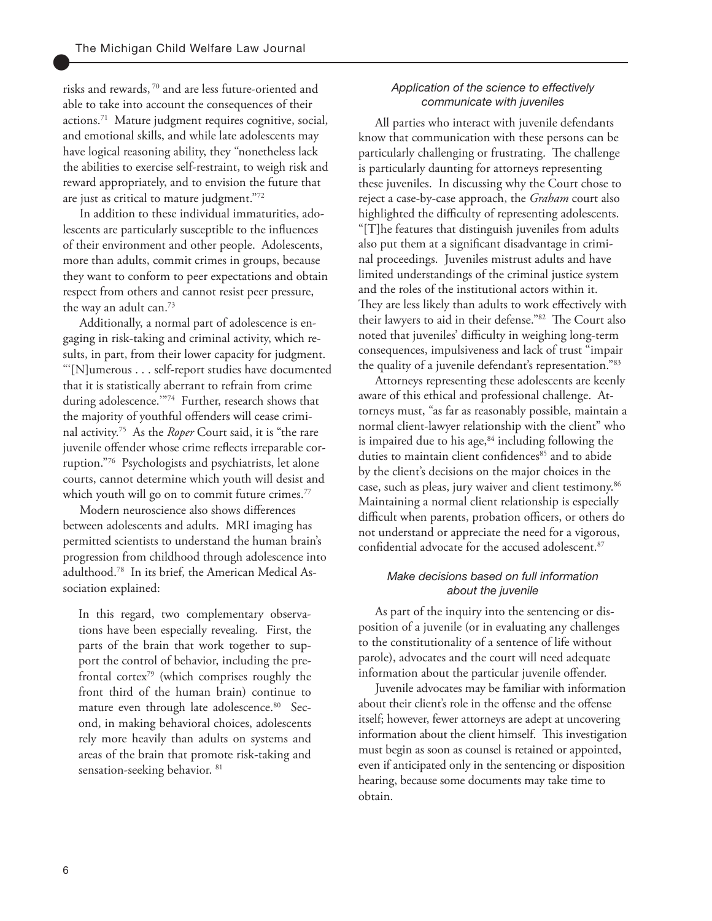risks and rewards,[70] and are less future-oriented and able to take into account the consequences of their actions.[71] Mature judgment requires cognitive, social, and emotional skills, and while late adolescents may have logical reasoning ability, they "nonetheless lack the abilities to exercise self-restraint, to weigh risk and reward appropriately, and to envision the future that are just as critical to mature judgment."[72]

In addition to these individual immaturities, adolescents are particularly susceptible to the influences of their environment and other people. Adolescents, more than adults, commit crimes in groups, because they want to conform to peer expectations and obtain respect from others and cannot resist peer pressure, the way an adult can.[73]

Additionally, a normal part of adolescence is engaging in risk-taking and criminal activity, which results, in part, from their lower capacity for judgment. "'[N]umerous . . . self-report studies have documented that it is statistically aberrant to refrain from crime during adolescence.'"[74] Further, research shows that the majority of youthful offenders will cease criminal activity.[75] As the *Roper* Court said, it is "the rare juvenile offender whose crime reflects irreparable corruption."[76] Psychologists and psychiatrists, let alone courts, cannot determine which youth will desist and which youth will go on to commit future crimes.[77]

Modern neuroscience also shows differences between adolescents and adults. MRI imaging has permitted scientists to understand the human brain's progression from childhood through adolescence into adulthood.[78] In its brief, the American Medical Association explained:

> In this regard, two complementary observations have been especially revealing. First, the parts of the brain that work together to support the control of behavior, including the prefrontal cortex[79] (which comprises roughly the front third of the human brain) continue to mature even through late adolescence.[80] Second, in making behavioral choices, adolescents rely more heavily than adults on systems and areas of the brain that promote risk-taking and sensation-seeking behavior.[81]

### *Application of the science to effectively communicate with juveniles*

All parties who interact with juvenile defendants know that communication with these persons can be particularly challenging or frustrating. The challenge is particularly daunting for attorneys representing these juveniles. In discussing why the Court chose to reject a case-by-case approach, the *Graham* court also highlighted the difficulty of representing adolescents. "[T]he features that distinguish juveniles from adults also put them at a significant disadvantage in criminal proceedings. Juveniles mistrust adults and have limited understandings of the criminal justice system and the roles of the institutional actors within it. They are less likely than adults to work effectively with their lawyers to aid in their defense."[82] The Court also noted that juveniles' difficulty in weighing long-term consequences, impulsiveness and lack of trust "impair the quality of a juvenile defendant's representation."[83]

Attorneys representing these adolescents are keenly aware of this ethical and professional challenge. Attorneys must, "as far as reasonably possible, maintain a normal client-lawyer relationship with the client" who is impaired due to his age,[84] including following the duties to maintain client confidences[85] and to abide by the client's decisions on the major choices in the case, such as pleas, jury waiver and client testimony.[86] Maintaining a normal client relationship is especially difficult when parents, probation officers, or others do not understand or appreciate the need for a vigorous, confidential advocate for the accused adolescent.[87]

### *Make decisions based on full information about the juvenile*

As part of the inquiry into the sentencing or disposition of a juvenile (or in evaluating any challenges to the constitutionality of a sentence of life without parole), advocates and the court will need adequate information about the particular juvenile offender.

Juvenile advocates may be familiar with information about their client's role in the offense and the offense itself; however, fewer attorneys are adept at uncovering information about the client himself. This investigation must begin as soon as counsel is retained or appointed, even if anticipated only in the sentencing or disposition hearing, because some documents may take time to obtain.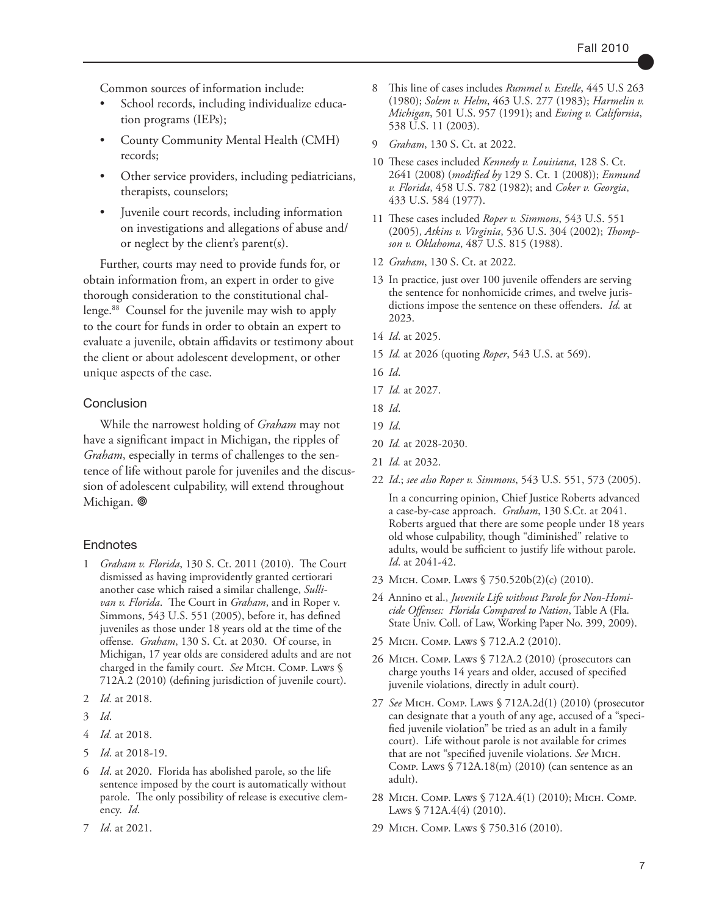Common sources of information include:

- School records, including individualize education programs (IEPs);
- County Community Mental Health (CMH) records;
- Other service providers, including pediatricians, therapists, counselors;
- Juvenile court records, including information on investigations and allegations of abuse and/or neglect by the client's parent(s).

Further, courts may need to provide funds for, or obtain information from, an expert in order to give thorough consideration to the constitutional challenge.[88] Counsel for the juvenile may wish to apply to the court for funds in order to obtain an expert to evaluate a juvenile, obtain affidavits or testimony about the client or about adolescent development, or other unique aspects of the case.

### Conclusion

While the narrowest holding of *Graham* may not have a significant impact in Michigan, the ripples of *Graham*, especially in terms of challenges to the sentence of life without parole for juveniles and the discussion of adolescent culpability, will extend throughout Michigan. ◎

### Endnotes

1 *Graham v. Florida*, 130 S. Ct. 2011 (2010). The Court dismissed as having improvidently granted certiorari another case which raised a similar challenge, *Sullivan v. Florida*. The Court in *Graham*, and in Roper v. Simmons, 543 U.S. 551 (2005), before it, has defined juveniles as those under 18 years old at the time of the offense. *Graham*, 130 S. Ct. at 2030. Of course, in Michigan, 17 year olds are considered adults and are not charged in the family court. *See* Mich. Comp. Laws § 712A.2 (2010) (defining jurisdiction of juvenile court).

2 *Id.* at 2018.

3 *Id*.

4 *Id.* at 2018.

5 *Id*. at 2018-19.

6 *Id*. at 2020. Florida has abolished parole, so the life sentence imposed by the court is automatically without parole. The only possibility of release is executive clemency. *Id*.

7 *Id*. at 2021.

8 This line of cases includes *Rummel v. Estelle*, 445 U.S 263 (1980); *Solem v. Helm*, 463 U.S. 277 (1983); *Harmelin v. Michigan*, 501 U.S. 957 (1991); and *Ewing v. California*, 538 U.S. 11 (2003).

9 *Graham*, 130 S. Ct. at 2022.

10 These cases included *Kennedy v. Louisiana*, 128 S. Ct. 2641 (2008) (*modified by* 129 S. Ct. 1 (2008)); *Enmund v. Florida*, 458 U.S. 782 (1982); and *Coker v. Georgia*, 433 U.S. 584 (1977).

11 These cases included *Roper v. Simmons*, 543 U.S. 551 (2005), *Atkins v. Virginia*, 536 U.S. 304 (2002); *Thompson v. Oklahoma*, 487 U.S. 815 (1988).

12 *Graham*, 130 S. Ct. at 2022.

13 In practice, just over 100 juvenile offenders are serving the sentence for nonhomicide crimes, and twelve jurisdictions impose the sentence on these offenders. *Id.* at 2023.

14 *Id*. at 2025.

15 *Id.* at 2026 (quoting *Roper*, 543 U.S. at 569).

16 *Id*.

17 *Id.* at 2027.

18 *Id*.

19 *Id*.

20 *Id.* at 2028-2030.

21 *Id.* at 2032.

22 *Id*.; *see also Roper v. Simmons*, 543 U.S. 551, 573 (2005).

In a concurring opinion, Chief Justice Roberts advanced a case-by-case approach. *Graham*, 130 S.Ct. at 2041. Roberts argued that there are some people under 18 years old whose culpability, though "diminished" relative to adults, would be sufficient to justify life without parole. *Id*. at 2041-42.

23 Mich. Comp. Laws § 750.520b(2)(c) (2010).

24 Annino et al., *Juvenile Life without Parole for Non-Homicide Offenses: Florida Compared to Nation*, Table A (Fla. State Univ. Coll. of Law, Working Paper No. 399, 2009).

25 Mich. Comp. Laws § 712.A.2 (2010).

26 Mich. Comp. Laws § 712A.2 (2010) (prosecutors can charge youths 14 years and older, accused of specified juvenile violations, directly in adult court).

27 *See* Mich. Comp. Laws § 712A.2d(1) (2010) (prosecutor can designate that a youth of any age, accused of a "specified juvenile violation" be tried as an adult in a family court). Life without parole is not available for crimes that are not "specified juvenile violations. *See* Mich. Comp. Laws § 712A.18(m) (2010) (can sentence as an adult).

28 Mich. Comp. Laws § 712A.4(1) (2010); Mich. Comp. Laws § 712A.4(4) (2010).

29 Mich. Comp. Laws § 750.316 (2010).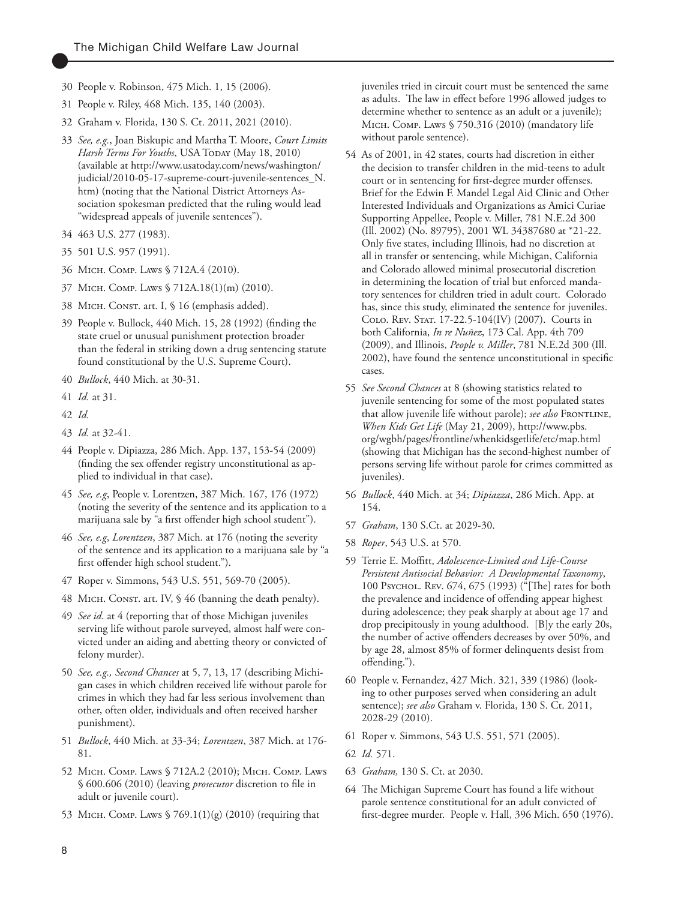30 People v. Robinson, 475 Mich. 1, 15 (2006).

31 People v. Riley, 468 Mich. 135, 140 (2003).

32 Graham v. Florida, 130 S. Ct. 2011, 2021 (2010).

33 *See, e.g.*, Joan Biskupic and Martha T. Moore, *Court Limits Harsh Terms For Youths*, USA Today (May 18, 2010) (available at http://www.usatoday.com/news/washington/judicial/2010-05-17-supreme-court-juvenile-sentences_N.htm) (noting that the National District Attorneys Association spokesman predicted that the ruling would lead "widespread appeals of juvenile sentences").

34 463 U.S. 277 (1983).

35 501 U.S. 957 (1991).

36 Mich. Comp. Laws § 712A.4 (2010).

37 Mich. Comp. Laws § 712A.18(1)(m) (2010).

38 Mich. Const. art. I, § 16 (emphasis added).

39 People v. Bullock, 440 Mich. 15, 28 (1992) (finding the state cruel or unusual punishment protection broader than the federal in striking down a drug sentencing statute found constitutional by the U.S. Supreme Court).

40 *Bullock*, 440 Mich. at 30-31.

41 *Id.* at 31.

42 *Id.*

43 *Id.* at 32-41.

44 People v. Dipiazza, 286 Mich. App. 137, 153-54 (2009) (finding the sex offender registry unconstitutional as applied to individual in that case).

45 *See, e.g*, People v. Lorentzen, 387 Mich. 167, 176 (1972) (noting the severity of the sentence and its application to a marijuana sale by "a first offender high school student").

46 *See, e.g*, *Lorentzen*, 387 Mich. at 176 (noting the severity of the sentence and its application to a marijuana sale by "a first offender high school student.").

47 Roper v. Simmons, 543 U.S. 551, 569-70 (2005).

48 Mich. Const. art. IV, § 46 (banning the death penalty).

49 *See id*. at 4 (reporting that of those Michigan juveniles serving life without parole surveyed, almost half were convicted under an aiding and abetting theory or convicted of felony murder).

50 *See, e.g., Second Chances* at 5, 7, 13, 17 (describing Michigan cases in which children received life without parole for crimes in which they had far less serious involvement than other, often older, individuals and often received harsher punishment).

51 *Bullock*, 440 Mich. at 33-34; *Lorentzen*, 387 Mich. at 176-81.

52 Mich. Comp. Laws § 712A.2 (2010); Mich. Comp. Laws § 600.606 (2010) (leaving *prosecutor* discretion to file in adult or juvenile court).

53 Mich. Comp. Laws § 769.1(1)(g) (2010) (requiring that juveniles tried in circuit court must be sentenced the same as adults. The law in effect before 1996 allowed judges to determine whether to sentence as an adult or a juvenile); Mich. Comp. Laws § 750.316 (2010) (mandatory life without parole sentence).

54 As of 2001, in 42 states, courts had discretion in either the decision to transfer children in the mid-teens to adult court or in sentencing for first-degree murder offenses. Brief for the Edwin F. Mandel Legal Aid Clinic and Other Interested Individuals and Organizations as Amici Curiae Supporting Appellee, People v. Miller, 781 N.E.2d 300 (Ill. 2002) (No. 89795), 2001 WL 34387680 at *21-22. Only five states, including Illinois, had no discretion at all in transfer or sentencing, while Michigan, California and Colorado allowed minimal prosecutorial discretion in determining the location of trial but enforced mandatory sentences for children tried in adult court. Colorado has, since this study, eliminated the sentence for juveniles. Colo. Rev. Stat. 17-22.5-104(IV) (2007). Courts in both California, *In re Nuñez*, 173 Cal. App. 4th 709 (2009), and Illinois, *People v. Miller*, 781 N.E.2d 300 (Ill. 2002), have found the sentence unconstitutional in specific cases.

55 *See Second Chances* at 8 (showing statistics related to juvenile sentencing for some of the most populated states that allow juvenile life without parole); *see also* Frontline, *When Kids Get Life* (May 21, 2009), http://www.pbs.org/wgbh/pages/frontline/whenkidsgetlife/etc/map.html (showing that Michigan has the second-highest number of persons serving life without parole for crimes committed as juveniles).

56 *Bullock*, 440 Mich. at 34; *Dipiazza*, 286 Mich. App. at 154.

57 *Graham*, 130 S.Ct. at 2029-30.

58 *Roper*, 543 U.S. at 570.

59 Terrie E. Moffitt, *Adolescence-Limited and Life-Course Persistent Antisocial Behavior: A Developmental Taxonomy*, 100 Psychol. Rev. 674, 675 (1993) ("[The] rates for both the prevalence and incidence of offending appear highest during adolescence; they peak sharply at about age 17 and drop precipitously in young adulthood. [B]y the early 20s, the number of active offenders decreases by over 50%, and by age 28, almost 85% of former delinquents desist from offending.").

60 People v. Fernandez, 427 Mich. 321, 339 (1986) (looking to other purposes served when considering an adult sentence); *see also* Graham v. Florida, 130 S. Ct. 2011, 2028-29 (2010).

61 Roper v. Simmons, 543 U.S. 551, 571 (2005).

62 *Id.* 571.

63 *Graham,* 130 S. Ct. at 2030.

64 The Michigan Supreme Court has found a life without parole sentence constitutional for an adult convicted of first-degree murder. People v. Hall, 396 Mich. 650 (1976).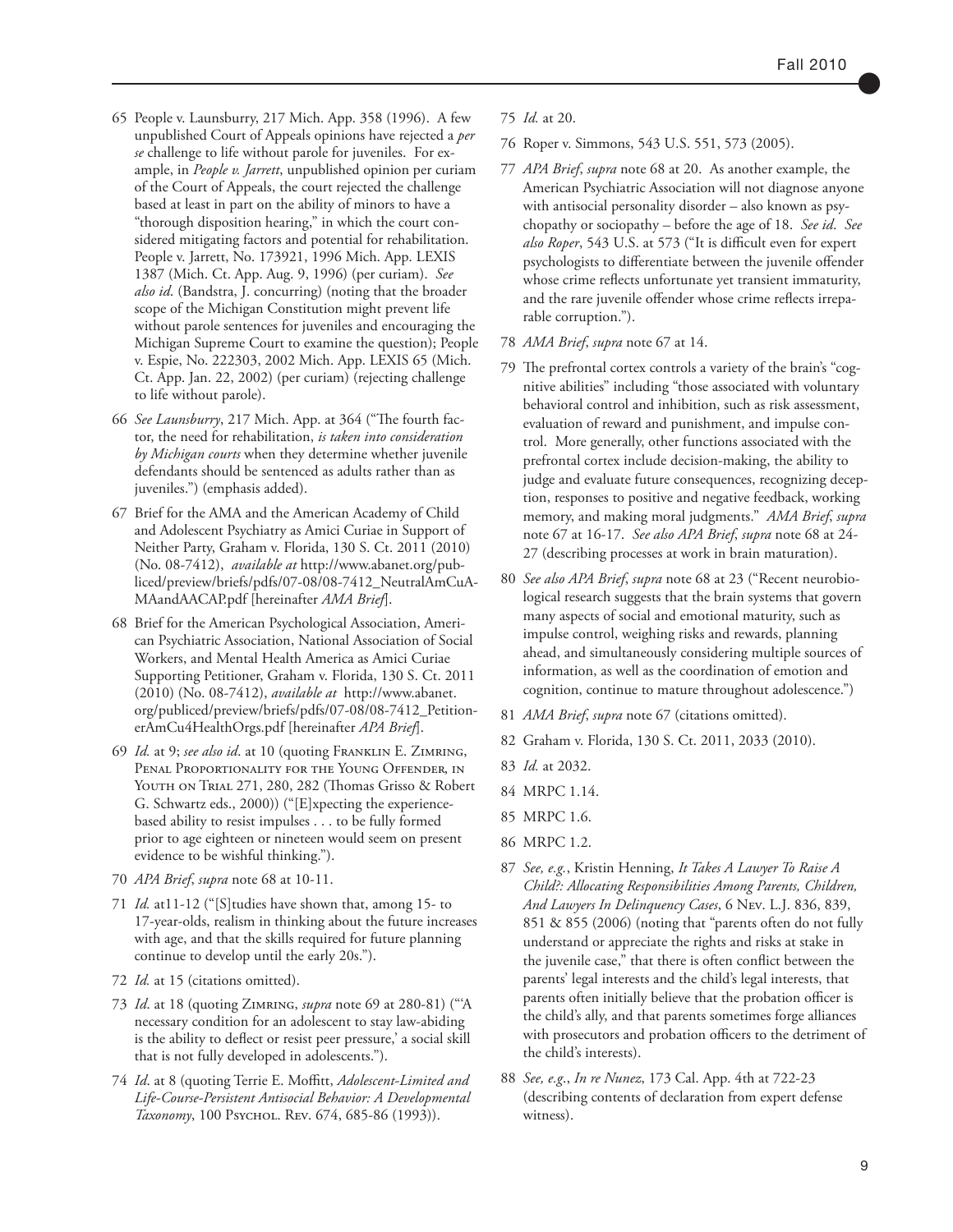65 People v. Launsburry, 217 Mich. App. 358 (1996). A few unpublished Court of Appeals opinions have rejected a *per se* challenge to life without parole for juveniles. For example, in *People v. Jarrett*, unpublished opinion per curiam of the Court of Appeals, the court rejected the challenge based at least in part on the ability of minors to have a "thorough disposition hearing," in which the court considered mitigating factors and potential for rehabilitation. People v. Jarrett, No. 173921, 1996 Mich. App. LEXIS 1387 (Mich. Ct. App. Aug. 9, 1996) (per curiam). *See also id*. (Bandstra, J. concurring) (noting that the broader scope of the Michigan Constitution might prevent life without parole sentences for juveniles and encouraging the Michigan Supreme Court to examine the question); People v. Espie, No. 222303, 2002 Mich. App. LEXIS 65 (Mich. Ct. App. Jan. 22, 2002) (per curiam) (rejecting challenge to life without parole).

66 *See Launsburry*, 217 Mich. App. at 364 ("The fourth factor, the need for rehabilitation, *is taken into consideration by Michigan courts* when they determine whether juvenile defendants should be sentenced as adults rather than as juveniles.") (emphasis added).

67 Brief for the AMA and the American Academy of Child and Adolescent Psychiatry as Amici Curiae in Support of Neither Party, Graham v. Florida, 130 S. Ct. 2011 (2010) (No. 08-7412), *available at* http://www.abanet.org/publiced/preview/briefs/pdfs/07-08/08-7412_NeutralAmCuAMAandAACAP.pdf [hereinafter *AMA Brief*].

68 Brief for the American Psychological Association, American Psychiatric Association, National Association of Social Workers, and Mental Health America as Amici Curiae Supporting Petitioner, Graham v. Florida, 130 S. Ct. 2011 (2010) (No. 08-7412), *available at* http://www.abanet.org/publiced/preview/briefs/pdfs/07-08/08-7412_PetitionerAmCu4HealthOrgs.pdf [hereinafter *APA Brief*].

69 *Id.* at 9; *see also id*. at 10 (quoting Franklin E. Zimring, Penal Proportionality for the Young Offender, in Youth on Trial 271, 280, 282 (Thomas Grisso & Robert G. Schwartz eds., 2000)) ("[E]xpecting the experience-based ability to resist impulses . . . to be fully formed prior to age eighteen or nineteen would seem on present evidence to be wishful thinking.").

70 *APA Brief*, *supra* note 68 at 10-11.

71 *Id.* at11-12 ("[S]tudies have shown that, among 15- to 17-year-olds, realism in thinking about the future increases with age, and that the skills required for future planning continue to develop until the early 20s.").

72 *Id.* at 15 (citations omitted).

73 *Id*. at 18 (quoting Zimring, *supra* note 69 at 280-81) ("'A necessary condition for an adolescent to stay law-abiding is the ability to deflect or resist peer pressure,' a social skill that is not fully developed in adolescents.").

74 *Id*. at 8 (quoting Terrie E. Moffitt, *Adolescent-Limited and Life-Course-Persistent Antisocial Behavior: A Developmental Taxonomy*, 100 Psychol. Rev. 674, 685-86 (1993)).

75 *Id.* at 20.

76 Roper v. Simmons, 543 U.S. 551, 573 (2005).

77 *APA Brief*, *supra* note 68 at 20. As another example, the American Psychiatric Association will not diagnose anyone with antisocial personality disorder – also known as psychopathy or sociopathy – before the age of 18. *See id*. *See also Roper*, 543 U.S. at 573 ("It is difficult even for expert psychologists to differentiate between the juvenile offender whose crime reflects unfortunate yet transient immaturity, and the rare juvenile offender whose crime reflects irreparable corruption.").

78 *AMA Brief*, *supra* note 67 at 14.

79 The prefrontal cortex controls a variety of the brain's "cognitive abilities" including "those associated with voluntary behavioral control and inhibition, such as risk assessment, evaluation of reward and punishment, and impulse control. More generally, other functions associated with the prefrontal cortex include decision-making, the ability to judge and evaluate future consequences, recognizing deception, responses to positive and negative feedback, working memory, and making moral judgments." *AMA Brief*, *supra* note 67 at 16-17. *See also APA Brief*, *supra* note 68 at 24-27 (describing processes at work in brain maturation).

80 *See also APA Brief*, *supra* note 68 at 23 ("Recent neurobiological research suggests that the brain systems that govern many aspects of social and emotional maturity, such as impulse control, weighing risks and rewards, planning ahead, and simultaneously considering multiple sources of information, as well as the coordination of emotion and cognition, continue to mature throughout adolescence.")

81 *AMA Brief*, *supra* note 67 (citations omitted).

82 Graham v. Florida, 130 S. Ct. 2011, 2033 (2010).

83 *Id.* at 2032.

84 MRPC 1.14.

85 MRPC 1.6.

86 MRPC 1.2.

87 *See, e.g.*, Kristin Henning, *It Takes A Lawyer To Raise A Child?: Allocating Responsibilities Among Parents, Children, And Lawyers In Delinquency Cases*, 6 Nev. L.J. 836, 839, 851 & 855 (2006) (noting that "parents often do not fully understand or appreciate the rights and risks at stake in the juvenile case," that there is often conflict between the parents' legal interests and the child's legal interests, that parents often initially believe that the probation officer is the child's ally, and that parents sometimes forge alliances with prosecutors and probation officers to the detriment of the child's interests).

88 *See, e.g.*, *In re Nunez*, 173 Cal. App. 4th at 722-23 (describing contents of declaration from expert defense witness).